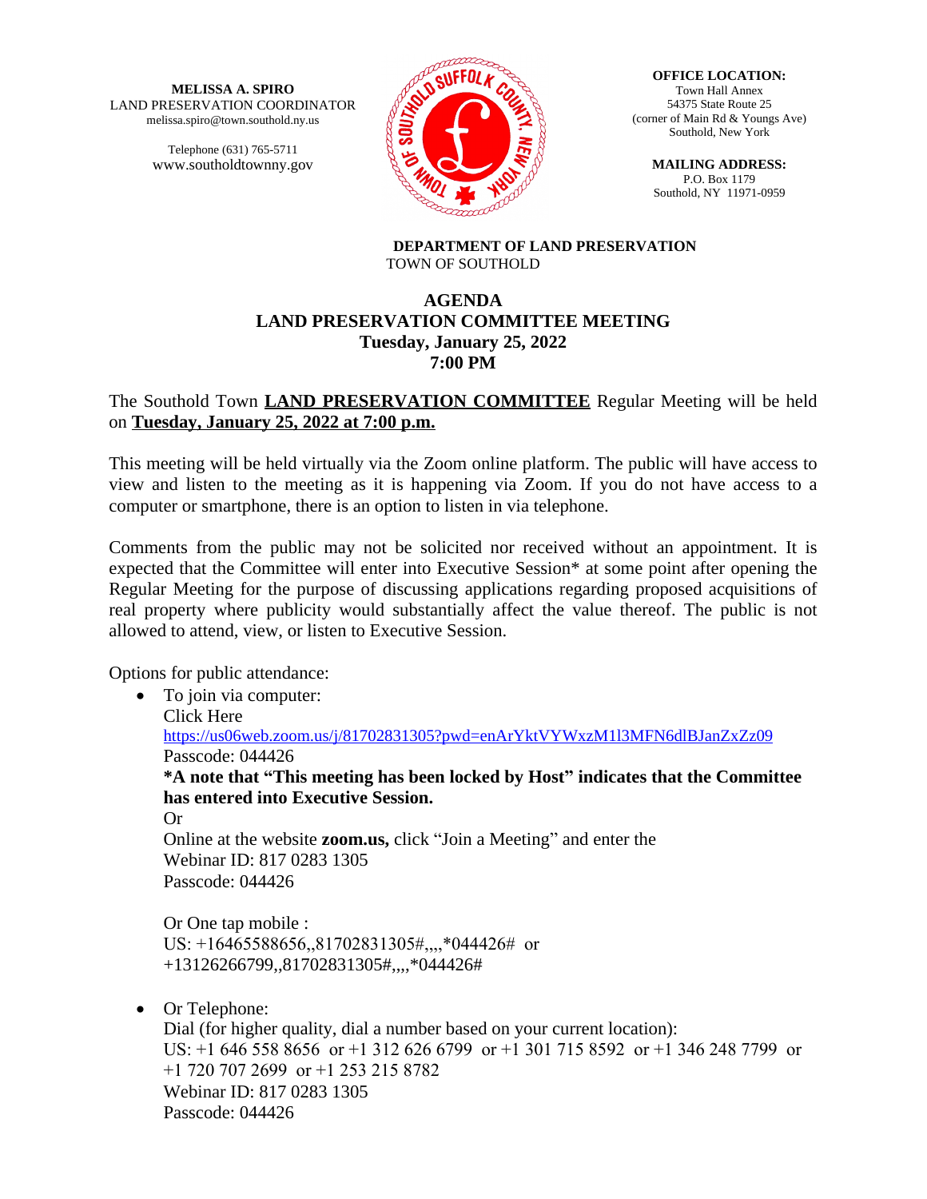**MELISSA A. SPIRO**
LAND PRESERVATION COORDINATOR
melissa.spiro@town.southold.ny.us

Telephone (631) 765-5711
www.southoldtownny.gov

**OFFICE LOCATION:**
Town Hall Annex
54375 State Route 25
(corner of Main Rd & Youngs Ave)
Southold, New York

**MAILING ADDRESS:**
P.O. Box 1179
Southold, NY 11971-0959

**DEPARTMENT OF LAND PRESERVATION**
TOWN OF SOUTHOLD

# AGENDA
## LAND PRESERVATION COMMITTEE MEETING
## Tuesday, January 25, 2022
## 7:00 PM

The Southold Town **LAND PRESERVATION COMMITTEE** Regular Meeting will be held on **Tuesday, January 25, 2022 at 7:00 p.m.**

This meeting will be held virtually via the Zoom online platform. The public will have access to view and listen to the meeting as it is happening via Zoom. If you do not have access to a computer or smartphone, there is an option to listen in via telephone.

Comments from the public may not be solicited nor received without an appointment. It is expected that the Committee will enter into Executive Session* at some point after opening the Regular Meeting for the purpose of discussing applications regarding proposed acquisitions of real property where publicity would substantially affect the value thereof. The public is not allowed to attend, view, or listen to Executive Session.

Options for public attendance:

- To join via computer:
  Click Here
  https://us06web.zoom.us/j/81702831305?pwd=enArYktVYWxzM1l3MFN6dlBJanZxZz09
  Passcode: 044426
  **\*A note that "This meeting has been locked by Host" indicates that the Committee has entered into Executive Session.**
  Or
  Online at the website **zoom.us,** click "Join a Meeting" and enter the
  Webinar ID: 817 0283 1305
  Passcode: 044426

  Or One tap mobile :
  US: +16465588656,,81702831305#,,,,*044426# or
  +13126266799,,81702831305#,,,,*044426#

- Or Telephone:
  Dial (for higher quality, dial a number based on your current location):
  US: +1 646 558 8656 or +1 312 626 6799 or +1 301 715 8592 or +1 346 248 7799 or
  +1 720 707 2699 or +1 253 215 8782
  Webinar ID: 817 0283 1305
  Passcode: 044426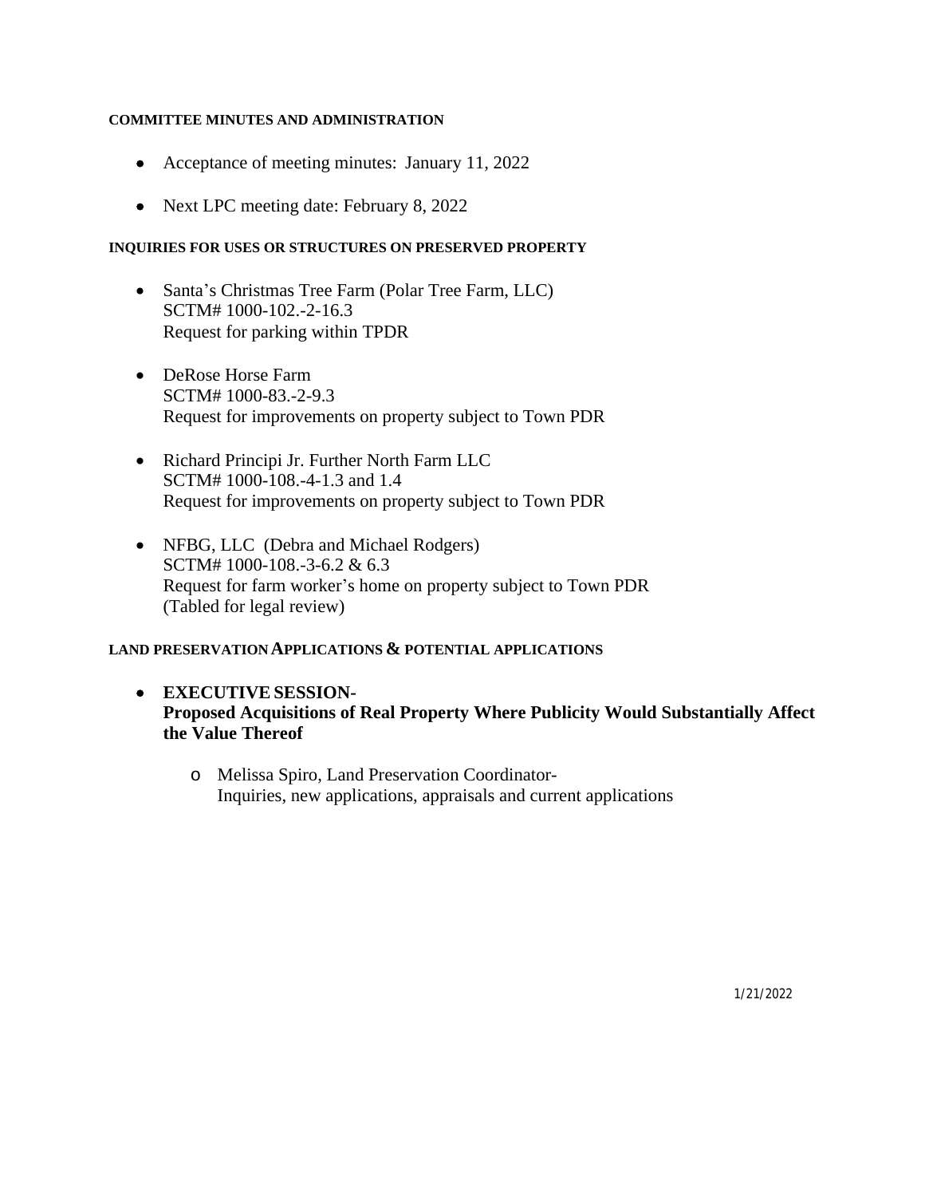#### COMMITTEE MINUTES AND ADMINISTRATION

- Acceptance of meeting minutes: January 11, 2022
- Next LPC meeting date: February 8, 2022

#### INQUIRIES FOR USES OR STRUCTURES ON PRESERVED PROPERTY

- Santa's Christmas Tree Farm (Polar Tree Farm, LLC)
  SCTM# 1000-102.-2-16.3
  Request for parking within TPDR

- DeRose Horse Farm
  SCTM# 1000-83.-2-9.3
  Request for improvements on property subject to Town PDR

- Richard Principi Jr. Further North Farm LLC
  SCTM# 1000-108.-4-1.3 and 1.4
  Request for improvements on property subject to Town PDR

- NFBG, LLC (Debra and Michael Rodgers)
  SCTM# 1000-108.-3-6.2 & 6.3
  Request for farm worker's home on property subject to Town PDR
  (Tabled for legal review)

#### LAND PRESERVATION APPLICATIONS & POTENTIAL APPLICATIONS

- **EXECUTIVE SESSION-**
  **Proposed Acquisitions of Real Property Where Publicity Would Substantially Affect the Value Thereof**
    - Melissa Spiro, Land Preservation Coordinator-
      Inquiries, new applications, appraisals and current applications

1/21/2022